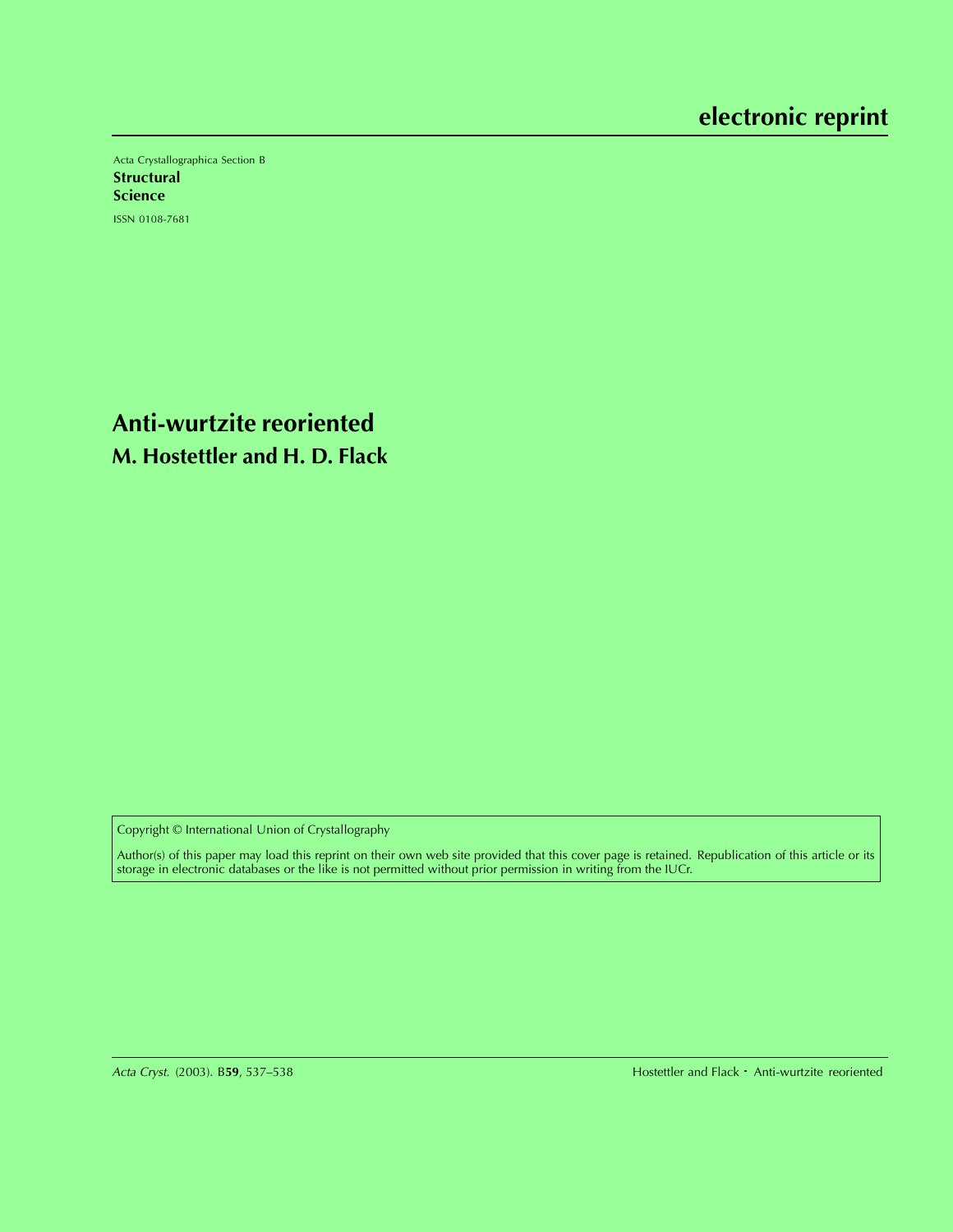# electronic reprint

Acta Crystallographica Section B

**Structural Science**

ISSN 0108-7681

# Anti-wurtzite reoriented

## M. Hostettler and H. D. Flack

Copyright © International Union of Crystallography

Author(s) of this paper may load this reprint on their own web site provided that this cover page is retained. Republication of this article or its storage in electronic databases or the like is not permitted without prior permission in writing from the IUCr.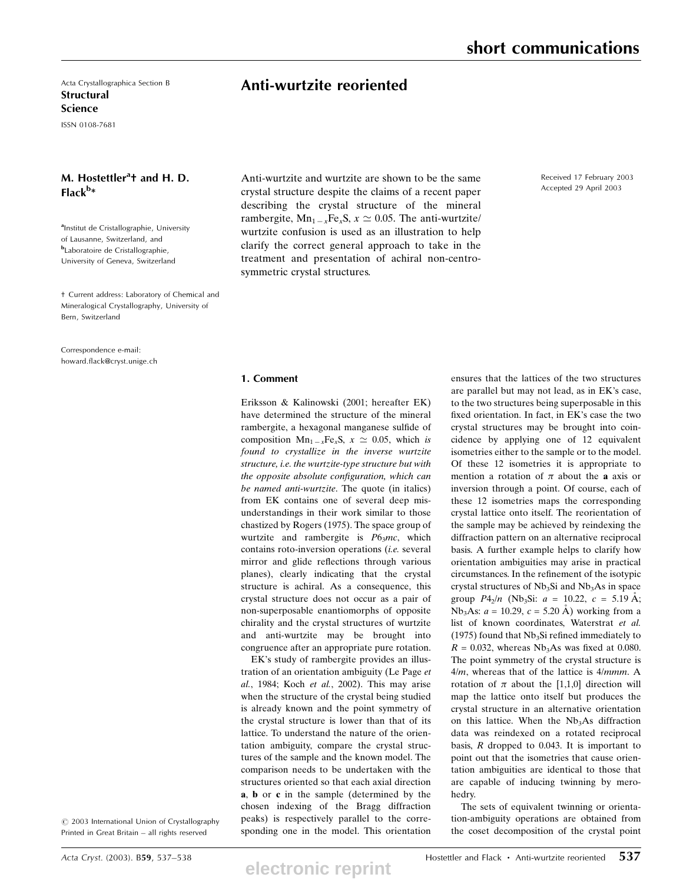Acta Crystallographica Section B
**Structural Science**
ISSN 0108-7681

# Anti-wurtzite reoriented

**M. Hostettler[a]† and H. D. Flack[b]***

[a]Institut de Cristallographie, University of Lausanne, Switzerland, and [b]Laboratoire de Cristallographie, University of Geneva, Switzerland

† Current address: Laboratory of Chemical and Mineralogical Crystallography, University of Bern, Switzerland

Correspondence e-mail: howard.flack@cryst.unige.ch

Received 17 February 2003
Accepted 29 April 2003

Anti-wurtzite and wurtzite are shown to be the same crystal structure despite the claims of a recent paper describing the crystal structure of the mineral rambergite, $Mn_{1-x}Fe_xS$, $x \simeq 0.05$. The anti-wurtzite/wurtzite confusion is used as an illustration to help clarify the correct general approach to take in the treatment and presentation of achiral non-centrosymmetric crystal structures.

© 2003 International Union of Crystallography
Printed in Great Britain – all rights reserved

## 1. Comment

Eriksson & Kalinowski (2001; hereafter EK) have determined the structure of the mineral rambergite, a hexagonal manganese sulfide of composition $Mn_{1-x}Fe_xS$, $x \simeq 0.05$, which *is found to crystallize in the inverse wurtzite structure, i.e. the wurtzite-type structure but with the opposite absolute configuration, which can be named anti-wurtzite*. The quote (in italics) from EK contains one of several deep misunderstandings in their work similar to those chastized by Rogers (1975). The space group of wurtzite and rambergite is $P6_3mc$, which contains roto-inversion operations (*i.e.* several mirror and glide reflections through various planes), clearly indicating that the crystal structure is achiral. As a consequence, this crystal structure does not occur as a pair of non-superposable enantiomorphs of opposite chirality and the crystal structures of wurtzite and anti-wurtzite may be brought into congruence after an appropriate pure rotation.

EK's study of rambergite provides an illustration of an orientation ambiguity (Le Page *et al.*, 1984; Koch *et al.*, 2002). This may arise when the structure of the crystal being studied is already known and the point symmetry of the crystal structure is lower than that of its lattice. To understand the nature of the orientation ambiguity, compare the crystal structures of the sample and the known model. The comparison needs to be undertaken with the structures oriented so that each axial direction **a**, **b** or **c** in the sample (determined by the chosen indexing of the Bragg diffraction peaks) is respectively parallel to the corresponding one in the model. This orientation ensures that the lattices of the two structures are parallel but may not lead, as in EK's case, to the two structures being superposable in this fixed orientation. In fact, in EK's case the two crystal structures may be brought into coincidence by applying one of 12 equivalent isometries either to the sample or to the model. Of these 12 isometries it is appropriate to mention a rotation of $\pi$ about the **a** axis or inversion through a point. Of course, each of these 12 isometries maps the corresponding crystal lattice onto itself. The reorientation of the sample may be achieved by reindexing the diffraction pattern on an alternative reciprocal basis. A further example helps to clarify how orientation ambiguities may arise in practical circumstances. In the refinement of the isotypic crystal structures of $Nb_3Si$ and $Nb_3As$ in space group $P4_2/n$ ($Nb_3Si$: $a$ = 10.22, $c$ = 5.19 Å; $Nb_3As$: $a$ = 10.29, $c$ = 5.20 Å) working from a list of known coordinates, Waterstrat *et al.* (1975) found that $Nb_3Si$ refined immediately to $R$ = 0.032, whereas $Nb_3As$ was fixed at 0.080. The point symmetry of the crystal structure is $4/m$, whereas that of the lattice is $4/mmm$. A rotation of $\pi$ about the [1,1,0] direction will map the lattice onto itself but produces the crystal structure in an alternative orientation on this lattice. When the $Nb_3As$ diffraction data was reindexed on a rotated reciprocal basis, $R$ dropped to 0.043. It is important to point out that the isometries that cause orientation ambiguities are identical to those that are capable of inducing twinning by merohedry.

The sets of equivalent twinning or orientation-ambiguity operations are obtained from the coset decomposition of the crystal point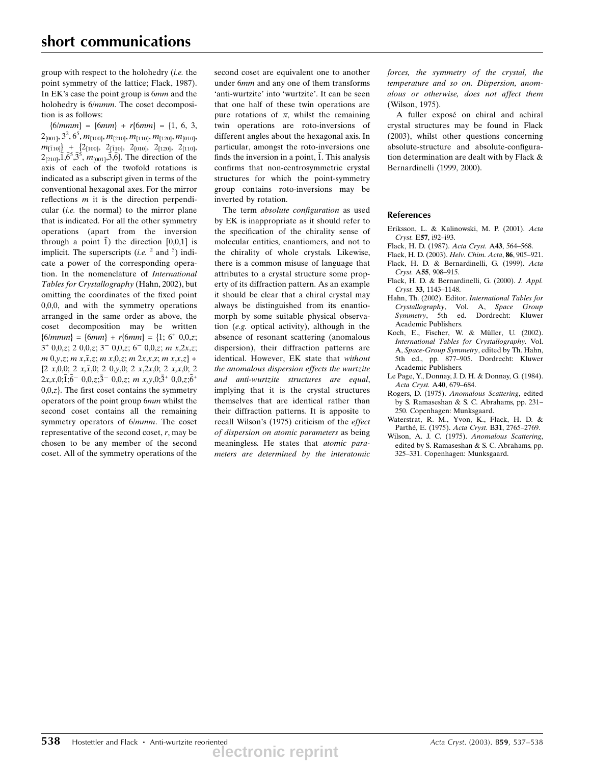group with respect to the holohedry (*i.e.* the point symmetry of the lattice; Flack, 1987). In EK's case the point group is 6*mm* and the holohedry is 6/*mmm*. The coset decomposition is as follows:

$\{6/mmm\} = \{6mm\} + r\{6mm\} = \{1, 6, 3, 2_{[001]}, 3^2, 6^5, m_{[100]}, m_{[210]}, m_{[110]}, m_{[120]}, m_{[010]}, m_{[\bar{1}10]}\} + \{2_{[100]}, 2_{[\bar{1}10]}, 2_{[010]}, 2_{[120]}, 2_{[110]}, 2_{[210]}, \bar{1}, \bar{6}^5, \bar{3}^5, m_{[001]}, \bar{3}, \bar{6}\}$. The direction of the axis of each of the twofold rotations is indicated as a subscript given in terms of the conventional hexagonal axes. For the mirror reflections *m* it is the direction perpendicular (*i.e.* the normal) to the mirror plane that is indicated. For all the other symmetry operations (apart from the inversion through a point $\bar{1}$) the direction [0,0,1] is implicit. The superscripts (*i.e.* $^2$ and $^5$) indicate a power of the corresponding operation. In the nomenclature of *International Tables for Crystallography* (Hahn, 2002), but omitting the coordinates of the fixed point 0,0,0, and with the symmetry operations arranged in the same order as above, the coset decomposition may be written $\{6/mmm\} = \{6mm\} + r\{6mm\} = \{1;\ 6^+\ 0,0,z;\ 3^+\ 0,0,z;\ 2\ 0,0,z;\ 3^-\ 0,0,z;\ 6^-\ 0,0,z;\ m\ x,2x,z;\ m\ 0,y,z;\ m\ x,\bar{x},z;\ m\ x,0,z;\ m\ 2x,x,z;\ m\ x,x,z\} + \{2\ x,0,0;\ 2\ x,\bar{x},0;\ 2\ 0,y,0;\ 2\ x,2x,0;\ 2\ x,x,0;\ 2\ 2x,x,0;\bar{1};\bar{6}^-\ 0,0,z;\bar{3}^-\ 0,0,z;\ m\ x,y,0;\bar{3}^+\ 0,0,z;\bar{6}^+\ 0,0,z\}$. The first coset contains the symmetry operators of the point group 6*mm* whilst the second coset contains all the remaining symmetry operators of 6/*mmm*. The coset representative of the second coset, *r*, may be chosen to be any member of the second coset. All of the symmetry operations of the second coset are equivalent one to another under 6*mm* and any one of them transforms 'anti-wurtzite' into 'wurtzite'. It can be seen that one half of these twin operations are pure rotations of $\pi$, whilst the remaining twin operations are roto-inversions of different angles about the hexagonal axis. In particular, amongst the roto-inversions one finds the inversion in a point, $\bar{1}$. This analysis confirms that non-centrosymmetric crystal structures for which the point-symmetry group contains roto-inversions may be inverted by rotation.

The term *absolute configuration* as used by EK is inappropriate as it should refer to the specification of the chirality sense of molecular entities, enantiomers, and not to the chirality of whole crystals. Likewise, there is a common misuse of language that attributes to a crystal structure some property of its diffraction pattern. As an example it should be clear that a chiral crystal may always be distinguished from its enantiomorph by some suitable physical observation (*e.g.* optical activity), although in the absence of resonant scattering (anomalous dispersion), their diffraction patterns are identical. However, EK state that *without the anomalous dispersion effects the wurtzite and anti-wurtzite structures are equal*, implying that it is the crystal structures themselves that are identical rather than their diffraction patterns. It is apposite to recall Wilson's (1975) criticism of the *effect of dispersion on atomic parameters* as being meaningless. He states that *atomic parameters are determined by the interatomic forces, the symmetry of the crystal, the temperature and so on. Dispersion, anomalous or otherwise, does not affect them* (Wilson, 1975).

A fuller exposé on chiral and achiral crystal structures may be found in Flack (2003), whilst other questions concerning absolute-structure and absolute-configuration determination are dealt with by Flack & Bernardinelli (1999, 2000).

## References

Eriksson, L. & Kalinowski, M. P. (2001). *Acta Cryst.* E**57**, i92–i93.

Flack, H. D. (1987). *Acta Cryst.* A**43**, 564–568.

Flack, H. D. (2003). *Helv. Chim. Acta*, **86**, 905–921.

Flack, H. D. & Bernardinelli, G. (1999). *Acta Cryst.* A**55**, 908–915.

Flack, H. D. & Bernardinelli, G. (2000). *J. Appl. Cryst.* **33**, 1143–1148.

Hahn, Th. (2002). Editor. *International Tables for Crystallography*, Vol. A, *Space Group Symmetry*, 5th ed. Dordrecht: Kluwer Academic Publishers.

Koch, E., Fischer, W. & Müller, U. (2002). *International Tables for Crystallography*. Vol. A, *Space-Group Symmetry*, edited by Th. Hahn, 5th ed., pp. 877–905. Dordrecht: Kluwer Academic Publishers.

Le Page, Y., Donnay, J. D. H. & Donnay, G. (1984). *Acta Cryst.* A**40**, 679–684.

Rogers, D. (1975). *Anomalous Scattering*, edited by S. Ramaseshan & S. C. Abrahams, pp. 231–250. Copenhagen: Munksgaard.

Waterstrat, R. M., Yvon, K., Flack, H. D. & Parthé, E. (1975). *Acta Cryst.* B**31**, 2765–2769.

Wilson, A. J. C. (1975). *Anomalous Scattering*, edited by S. Ramaseshan & S. C. Abrahams, pp. 325–331. Copenhagen: Munksgaard.